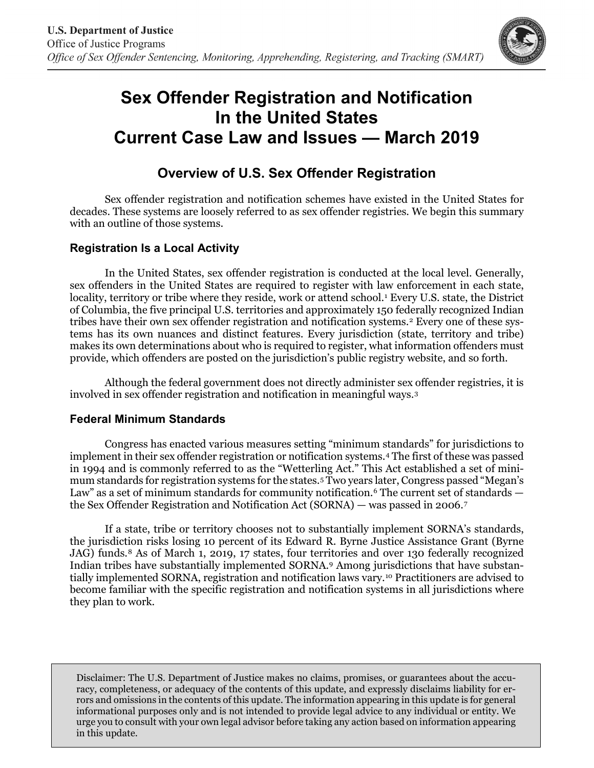**U.S. Department of Justice**
Office of Justice Programs
*Office of Sex Offender Sentencing, Monitoring, Apprehending, Registering, and Tracking (SMART)*

# Sex Offender Registration and Notification In the United States Current Case Law and Issues — March 2019

## Overview of U.S. Sex Offender Registration

Sex offender registration and notification schemes have existed in the United States for decades. These systems are loosely referred to as sex offender registries. We begin this summary with an outline of those systems.

### Registration Is a Local Activity

In the United States, sex offender registration is conducted at the local level. Generally, sex offenders in the United States are required to register with law enforcement in each state, locality, territory or tribe where they reside, work or attend school.[1] Every U.S. state, the District of Columbia, the five principal U.S. territories and approximately 150 federally recognized Indian tribes have their own sex offender registration and notification systems.[2] Every one of these systems has its own nuances and distinct features. Every jurisdiction (state, territory and tribe) makes its own determinations about who is required to register, what information offenders must provide, which offenders are posted on the jurisdiction's public registry website, and so forth.

Although the federal government does not directly administer sex offender registries, it is involved in sex offender registration and notification in meaningful ways.[3]

### Federal Minimum Standards

Congress has enacted various measures setting "minimum standards" for jurisdictions to implement in their sex offender registration or notification systems.[4] The first of these was passed in 1994 and is commonly referred to as the "Wetterling Act." This Act established a set of minimum standards for registration systems for the states.[5] Two years later, Congress passed "Megan's Law" as a set of minimum standards for community notification.[6] The current set of standards — the Sex Offender Registration and Notification Act (SORNA) — was passed in 2006.[7]

If a state, tribe or territory chooses not to substantially implement SORNA's standards, the jurisdiction risks losing 10 percent of its Edward R. Byrne Justice Assistance Grant (Byrne JAG) funds.[8] As of March 1, 2019, 17 states, four territories and over 130 federally recognized Indian tribes have substantially implemented SORNA.[9] Among jurisdictions that have substantially implemented SORNA, registration and notification laws vary.[10] Practitioners are advised to become familiar with the specific registration and notification systems in all jurisdictions where they plan to work.

Disclaimer: The U.S. Department of Justice makes no claims, promises, or guarantees about the accuracy, completeness, or adequacy of the contents of this update, and expressly disclaims liability for errors and omissions in the contents of this update. The information appearing in this update is for general informational purposes only and is not intended to provide legal advice to any individual or entity. We urge you to consult with your own legal advisor before taking any action based on information appearing in this update.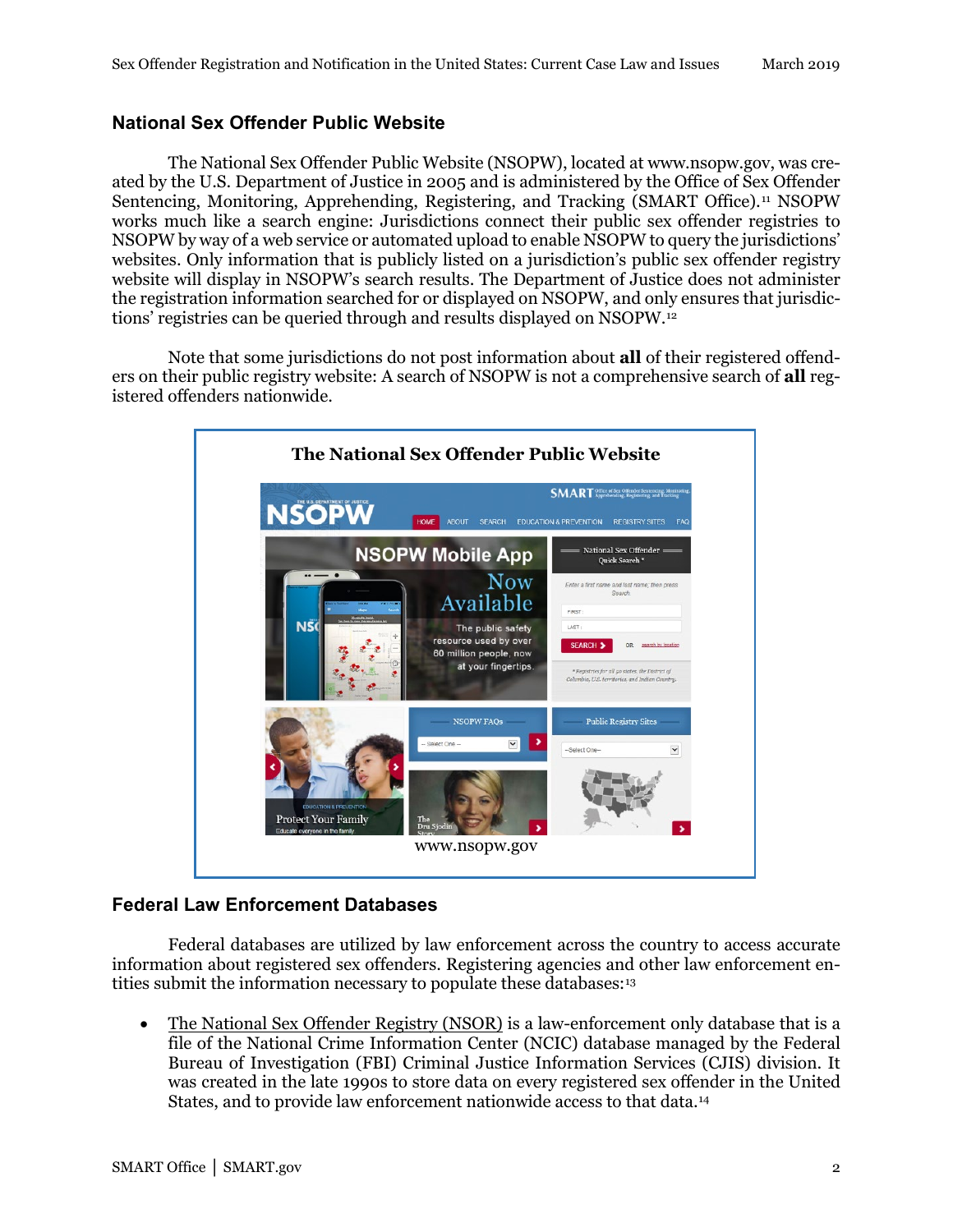## National Sex Offender Public Website

The National Sex Offender Public Website (NSOPW), located at www.nsopw.gov, was created by the U.S. Department of Justice in 2005 and is administered by the Office of Sex Offender Sentencing, Monitoring, Apprehending, Registering, and Tracking (SMART Office).[11] NSOPW works much like a search engine: Jurisdictions connect their public sex offender registries to NSOPW by way of a web service or automated upload to enable NSOPW to query the jurisdictions' websites. Only information that is publicly listed on a jurisdiction's public sex offender registry website will display in NSOPW's search results. The Department of Justice does not administer the registration information searched for or displayed on NSOPW, and only ensures that jurisdictions' registries can be queried through and results displayed on NSOPW.[12]

Note that some jurisdictions do not post information about **all** of their registered offenders on their public registry website: A search of NSOPW is not a comprehensive search of **all** registered offenders nationwide.

**The National Sex Offender Public Website**

www.nsopw.gov

## Federal Law Enforcement Databases

Federal databases are utilized by law enforcement across the country to access accurate information about registered sex offenders. Registering agencies and other law enforcement entities submit the information necessary to populate these databases:[13]

- The National Sex Offender Registry (NSOR) is a law-enforcement only database that is a file of the National Crime Information Center (NCIC) database managed by the Federal Bureau of Investigation (FBI) Criminal Justice Information Services (CJIS) division. It was created in the late 1990s to store data on every registered sex offender in the United States, and to provide law enforcement nationwide access to that data.[14]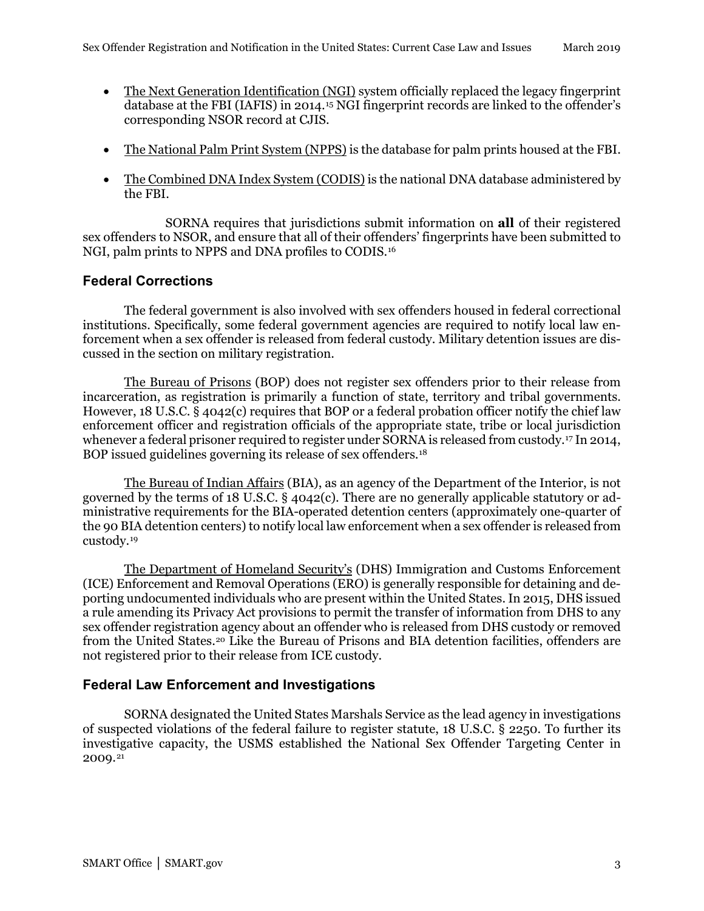- The Next Generation Identification (NGI) system officially replaced the legacy fingerprint database at the FBI (IAFIS) in 2014.[15] NGI fingerprint records are linked to the offender's corresponding NSOR record at CJIS.

- The National Palm Print System (NPPS) is the database for palm prints housed at the FBI.

- The Combined DNA Index System (CODIS) is the national DNA database administered by the FBI.

SORNA requires that jurisdictions submit information on **all** of their registered sex offenders to NSOR, and ensure that all of their offenders' fingerprints have been submitted to NGI, palm prints to NPPS and DNA profiles to CODIS.[16]

### Federal Corrections

The federal government is also involved with sex offenders housed in federal correctional institutions. Specifically, some federal government agencies are required to notify local law enforcement when a sex offender is released from federal custody. Military detention issues are discussed in the section on military registration.

The Bureau of Prisons (BOP) does not register sex offenders prior to their release from incarceration, as registration is primarily a function of state, territory and tribal governments. However, 18 U.S.C. § 4042(c) requires that BOP or a federal probation officer notify the chief law enforcement officer and registration officials of the appropriate state, tribe or local jurisdiction whenever a federal prisoner required to register under SORNA is released from custody.[17] In 2014, BOP issued guidelines governing its release of sex offenders.[18]

The Bureau of Indian Affairs (BIA), as an agency of the Department of the Interior, is not governed by the terms of 18 U.S.C. § 4042(c). There are no generally applicable statutory or administrative requirements for the BIA-operated detention centers (approximately one-quarter of the 90 BIA detention centers) to notify local law enforcement when a sex offender is released from custody.[19]

The Department of Homeland Security's (DHS) Immigration and Customs Enforcement (ICE) Enforcement and Removal Operations (ERO) is generally responsible for detaining and deporting undocumented individuals who are present within the United States. In 2015, DHS issued a rule amending its Privacy Act provisions to permit the transfer of information from DHS to any sex offender registration agency about an offender who is released from DHS custody or removed from the United States.[20] Like the Bureau of Prisons and BIA detention facilities, offenders are not registered prior to their release from ICE custody.

### Federal Law Enforcement and Investigations

SORNA designated the United States Marshals Service as the lead agency in investigations of suspected violations of the federal failure to register statute, 18 U.S.C. § 2250. To further its investigative capacity, the USMS established the National Sex Offender Targeting Center in 2009.[21]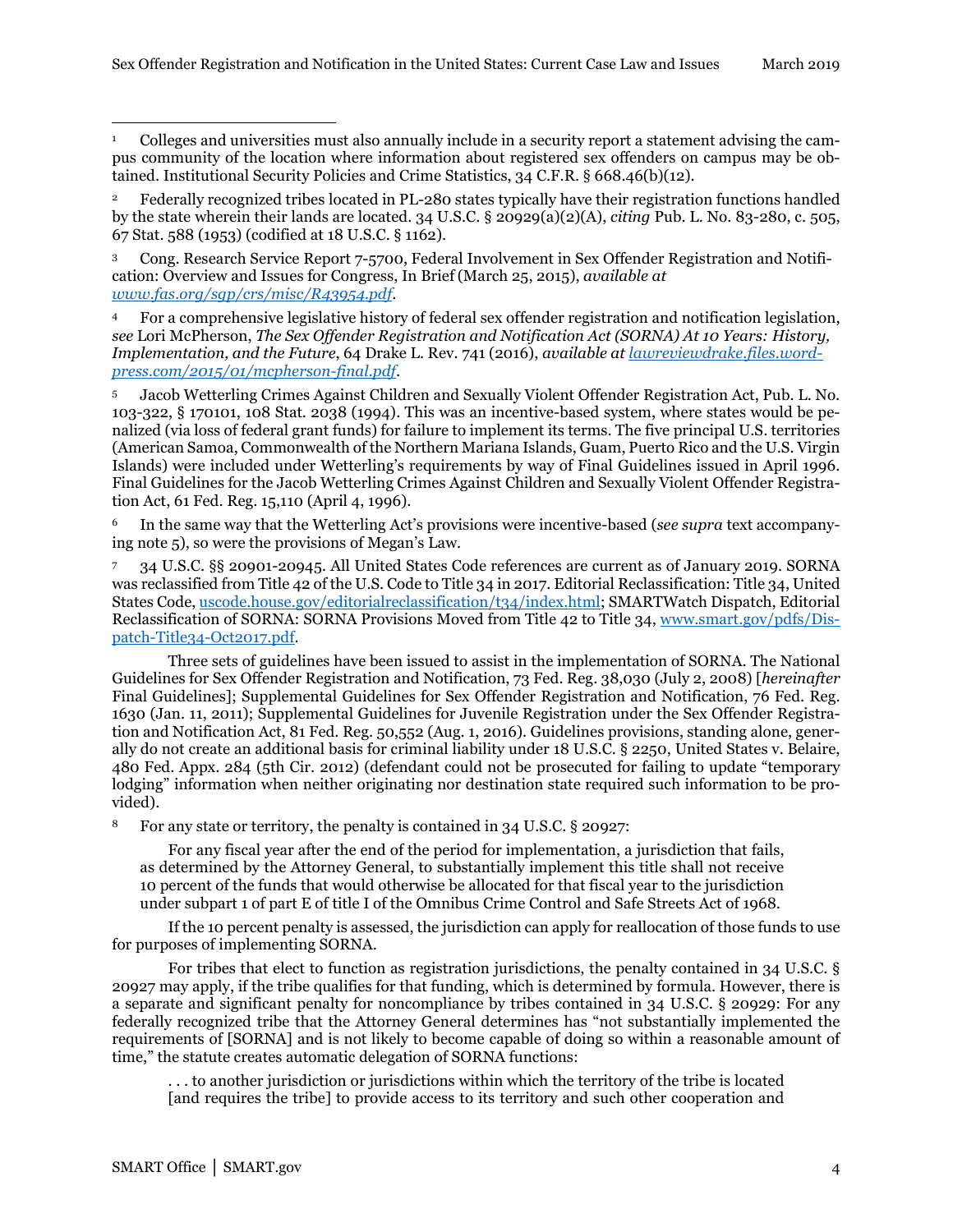[1] Colleges and universities must also annually include in a security report a statement advising the campus community of the location where information about registered sex offenders on campus may be obtained. Institutional Security Policies and Crime Statistics, 34 C.F.R. § 668.46(b)(12).

[2] Federally recognized tribes located in PL-280 states typically have their registration functions handled by the state wherein their lands are located. 34 U.S.C. § 20929(a)(2)(A), *citing* Pub. L. No. 83-280, c. 505, 67 Stat. 588 (1953) (codified at 18 U.S.C. § 1162).

[3] Cong. Research Service Report 7-5700, Federal Involvement in Sex Offender Registration and Notification: Overview and Issues for Congress, In Brief (March 25, 2015), *available at* [www.fas.org/sgp/crs/misc/R43954.pdf](www.fas.org/sgp/crs/misc/R43954.pdf).

[4] For a comprehensive legislative history of federal sex offender registration and notification legislation, *see* Lori McPherson, *The Sex Offender Registration and Notification Act (SORNA) At 10 Years: History, Implementation, and the Future*, 64 Drake L. Rev. 741 (2016), *available at* [lawreviewdrake.files.wordpress.com/2015/01/mcpherson-final.pdf](lawreviewdrake.files.wordpress.com/2015/01/mcpherson-final.pdf).

[5] Jacob Wetterling Crimes Against Children and Sexually Violent Offender Registration Act, Pub. L. No. 103-322, § 170101, 108 Stat. 2038 (1994). This was an incentive-based system, where states would be penalized (via loss of federal grant funds) for failure to implement its terms. The five principal U.S. territories (American Samoa, Commonwealth of the Northern Mariana Islands, Guam, Puerto Rico and the U.S. Virgin Islands) were included under Wetterling's requirements by way of Final Guidelines issued in April 1996. Final Guidelines for the Jacob Wetterling Crimes Against Children and Sexually Violent Offender Registration Act, 61 Fed. Reg. 15,110 (April 4, 1996).

[6] In the same way that the Wetterling Act's provisions were incentive-based (*see supra* text accompanying note 5), so were the provisions of Megan's Law.

[7] 34 U.S.C. §§ 20901-20945. All United States Code references are current as of January 2019. SORNA was reclassified from Title 42 of the U.S. Code to Title 34 in 2017. Editorial Reclassification: Title 34, United States Code, [uscode.house.gov/editorialreclassification/t34/index.html](uscode.house.gov/editorialreclassification/t34/index.html); SMARTWatch Dispatch, Editorial Reclassification of SORNA: SORNA Provisions Moved from Title 42 to Title 34, [www.smart.gov/pdfs/Dispatch-Title34-Oct2017.pdf](www.smart.gov/pdfs/Dispatch-Title34-Oct2017.pdf).

Three sets of guidelines have been issued to assist in the implementation of SORNA. The National Guidelines for Sex Offender Registration and Notification, 73 Fed. Reg. 38,030 (July 2, 2008) [*hereinafter* Final Guidelines]; Supplemental Guidelines for Sex Offender Registration and Notification, 76 Fed. Reg. 1630 (Jan. 11, 2011); Supplemental Guidelines for Juvenile Registration under the Sex Offender Registration and Notification Act, 81 Fed. Reg. 50,552 (Aug. 1, 2016). Guidelines provisions, standing alone, generally do not create an additional basis for criminal liability under 18 U.S.C. § 2250, United States v. Belaire, 480 Fed. Appx. 284 (5th Cir. 2012) (defendant could not be prosecuted for failing to update "temporary lodging" information when neither originating nor destination state required such information to be provided).

[8] For any state or territory, the penalty is contained in 34 U.S.C. § 20927:

> For any fiscal year after the end of the period for implementation, a jurisdiction that fails, as determined by the Attorney General, to substantially implement this title shall not receive 10 percent of the funds that would otherwise be allocated for that fiscal year to the jurisdiction under subpart 1 of part E of title I of the Omnibus Crime Control and Safe Streets Act of 1968.

If the 10 percent penalty is assessed, the jurisdiction can apply for reallocation of those funds to use for purposes of implementing SORNA.

For tribes that elect to function as registration jurisdictions, the penalty contained in 34 U.S.C. § 20927 may apply, if the tribe qualifies for that funding, which is determined by formula. However, there is a separate and significant penalty for noncompliance by tribes contained in 34 U.S.C. § 20929: For any federally recognized tribe that the Attorney General determines has "not substantially implemented the requirements of [SORNA] and is not likely to become capable of doing so within a reasonable amount of time," the statute creates automatic delegation of SORNA functions:

> . . . to another jurisdiction or jurisdictions within which the territory of the tribe is located [and requires the tribe] to provide access to its territory and such other cooperation and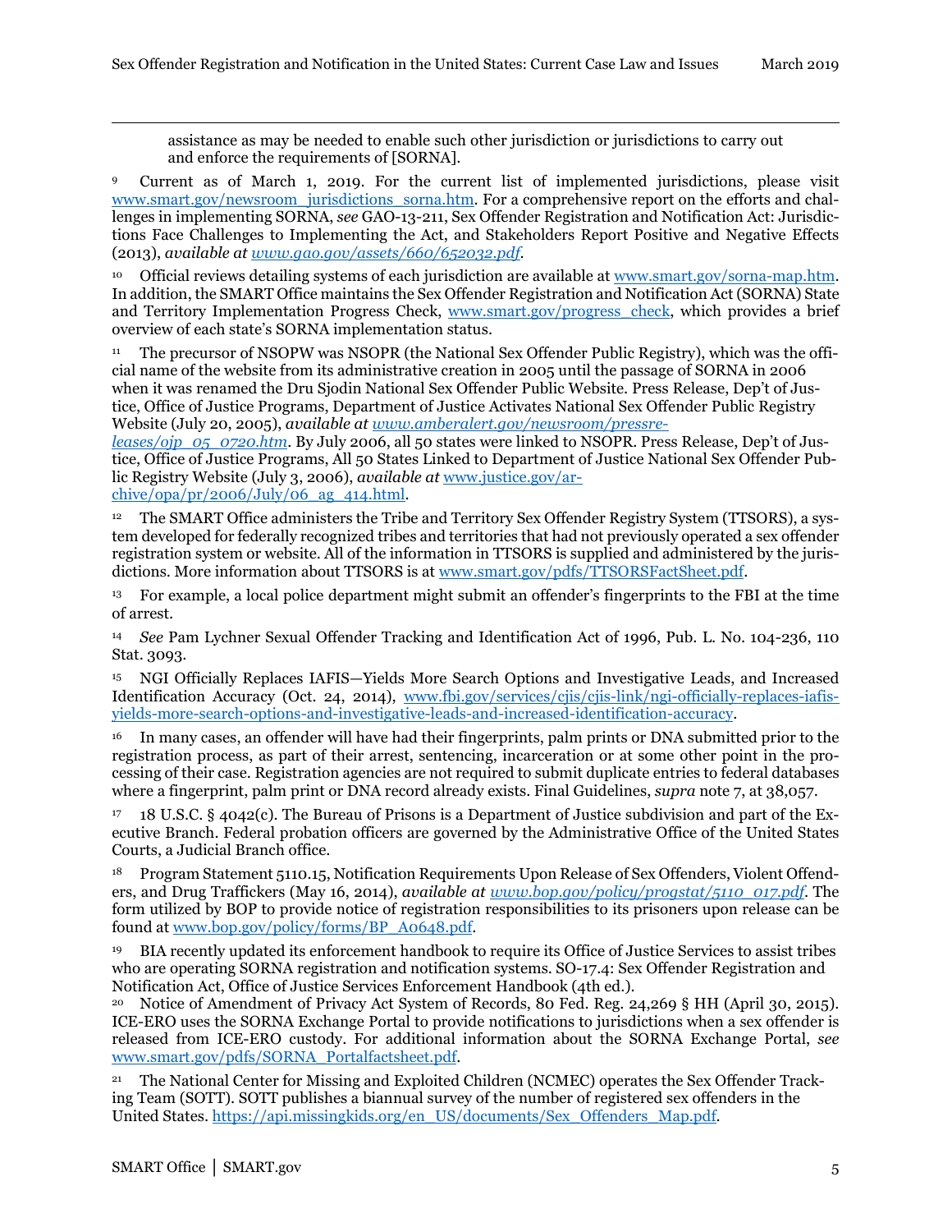assistance as may be needed to enable such other jurisdiction or jurisdictions to carry out and enforce the requirements of [SORNA].

[9] Current as of March 1, 2019. For the current list of implemented jurisdictions, please visit www.smart.gov/newsroom_jurisdictions_sorna.htm. For a comprehensive report on the efforts and challenges in implementing SORNA, *see* GAO-13-211, Sex Offender Registration and Notification Act: Jurisdictions Face Challenges to Implementing the Act, and Stakeholders Report Positive and Negative Effects (2013), *available at www.gao.gov/assets/660/652032.pdf*.

[10] Official reviews detailing systems of each jurisdiction are available at www.smart.gov/sorna-map.htm. In addition, the SMART Office maintains the Sex Offender Registration and Notification Act (SORNA) State and Territory Implementation Progress Check, www.smart.gov/progress_check, which provides a brief overview of each state's SORNA implementation status.

[11] The precursor of NSOPW was NSOPR (the National Sex Offender Public Registry), which was the official name of the website from its administrative creation in 2005 until the passage of SORNA in 2006 when it was renamed the Dru Sjodin National Sex Offender Public Website. Press Release, Dep't of Justice, Office of Justice Programs, Department of Justice Activates National Sex Offender Public Registry Website (July 20, 2005), *available at www.amberalert.gov/newsroom/pressreleases/ojp_05_0720.htm*. By July 2006, all 50 states were linked to NSOPR. Press Release, Dep't of Justice, Office of Justice Programs, All 50 States Linked to Department of Justice National Sex Offender Public Registry Website (July 3, 2006), *available at* www.justice.gov/archive/opa/pr/2006/July/06_ag_414.html.

[12] The SMART Office administers the Tribe and Territory Sex Offender Registry System (TTSORS), a system developed for federally recognized tribes and territories that had not previously operated a sex offender registration system or website. All of the information in TTSORS is supplied and administered by the jurisdictions. More information about TTSORS is at www.smart.gov/pdfs/TTSORSFactSheet.pdf.

[13] For example, a local police department might submit an offender's fingerprints to the FBI at the time of arrest.

[14] *See* Pam Lychner Sexual Offender Tracking and Identification Act of 1996, Pub. L. No. 104-236, 110 Stat. 3093.

[15] NGI Officially Replaces IAFIS—Yields More Search Options and Investigative Leads, and Increased Identification Accuracy (Oct. 24, 2014), www.fbi.gov/services/cjis/cjis-link/ngi-officially-replaces-iafis-yields-more-search-options-and-investigative-leads-and-increased-identification-accuracy.

[16] In many cases, an offender will have had their fingerprints, palm prints or DNA submitted prior to the registration process, as part of their arrest, sentencing, incarceration or at some other point in the processing of their case. Registration agencies are not required to submit duplicate entries to federal databases where a fingerprint, palm print or DNA record already exists. Final Guidelines, *supra* note 7, at 38,057.

[17] 18 U.S.C. § 4042(c). The Bureau of Prisons is a Department of Justice subdivision and part of the Executive Branch. Federal probation officers are governed by the Administrative Office of the United States Courts, a Judicial Branch office.

[18] Program Statement 5110.15, Notification Requirements Upon Release of Sex Offenders, Violent Offenders, and Drug Traffickers (May 16, 2014), *available at www.bop.gov/policy/progstat/5110_017.pdf*. The form utilized by BOP to provide notice of registration responsibilities to its prisoners upon release can be found at www.bop.gov/policy/forms/BP_A0648.pdf.

[19] BIA recently updated its enforcement handbook to require its Office of Justice Services to assist tribes who are operating SORNA registration and notification systems. SO-17.4: Sex Offender Registration and Notification Act, Office of Justice Services Enforcement Handbook (4th ed.).

[20] Notice of Amendment of Privacy Act System of Records, 80 Fed. Reg. 24,269 § HH (April 30, 2015). ICE-ERO uses the SORNA Exchange Portal to provide notifications to jurisdictions when a sex offender is released from ICE-ERO custody. For additional information about the SORNA Exchange Portal, *see* www.smart.gov/pdfs/SORNA_Portalfactsheet.pdf.

[21] The National Center for Missing and Exploited Children (NCMEC) operates the Sex Offender Tracking Team (SOTT). SOTT publishes a biannual survey of the number of registered sex offenders in the United States. https://api.missingkids.org/en_US/documents/Sex_Offenders_Map.pdf.